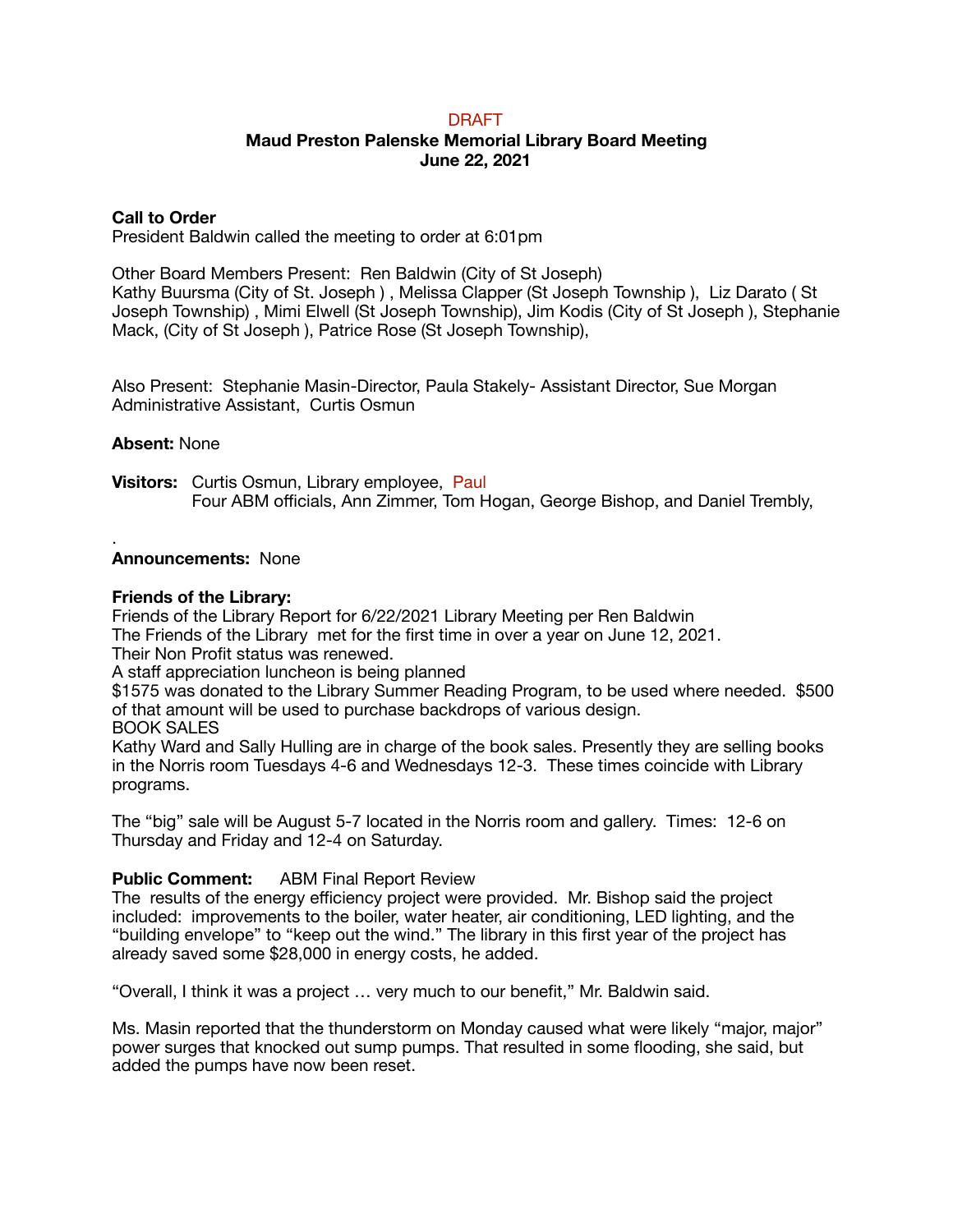DRAFT

**Maud Preston Palenske Memorial Library Board Meeting**
**June 22, 2021**

**Call to Order**
President Baldwin called the meeting to order at 6:01pm

Other Board Members Present: Ren Baldwin (City of St Joseph)
Kathy Buursma (City of St. Joseph ) , Melissa Clapper (St Joseph Township ), Liz Darato ( St Joseph Township) , Mimi Elwell (St Joseph Township), Jim Kodis (City of St Joseph ), Stephanie Mack, (City of St Joseph ), Patrice Rose (St Joseph Township),

Also Present: Stephanie Masin-Director, Paula Stakely- Assistant Director, Sue Morgan Administrative Assistant, Curtis Osmun

**Absent:** None

**Visitors:** Curtis Osmun, Library employee, Paul
Four ABM officials, Ann Zimmer, Tom Hogan, George Bishop, and Daniel Trembly,

.

**Announcements:** None

**Friends of the Library:**
Friends of the Library Report for 6/22/2021 Library Meeting per Ren Baldwin
The Friends of the Library met for the first time in over a year on June 12, 2021.
Their Non Profit status was renewed.
A staff appreciation luncheon is being planned
$1575 was donated to the Library Summer Reading Program, to be used where needed. $500 of that amount will be used to purchase backdrops of various design.
BOOK SALES
Kathy Ward and Sally Hulling are in charge of the book sales. Presently they are selling books in the Norris room Tuesdays 4-6 and Wednesdays 12-3. These times coincide with Library programs.

The "big" sale will be August 5-7 located in the Norris room and gallery. Times: 12-6 on Thursday and Friday and 12-4 on Saturday.

**Public Comment:** ABM Final Report Review
The results of the energy efficiency project were provided. Mr. Bishop said the project included: improvements to the boiler, water heater, air conditioning, LED lighting, and the "building envelope" to "keep out the wind." The library in this first year of the project has already saved some $28,000 in energy costs, he added.

"Overall, I think it was a project … very much to our benefit," Mr. Baldwin said.

Ms. Masin reported that the thunderstorm on Monday caused what were likely "major, major" power surges that knocked out sump pumps. That resulted in some flooding, she said, but added the pumps have now been reset.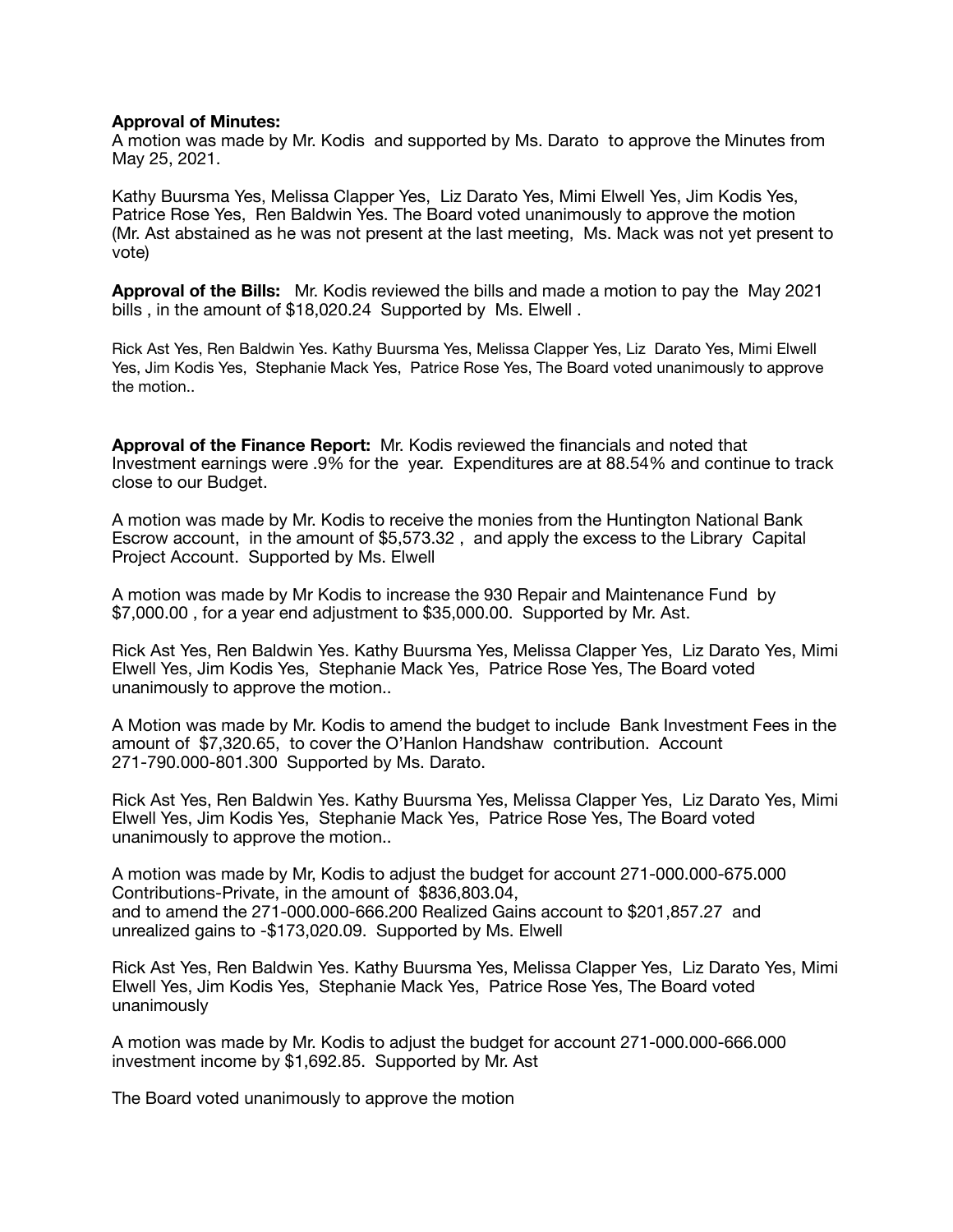**Approval of Minutes:**
A motion was made by Mr. Kodis and supported by Ms. Darato to approve the Minutes from May 25, 2021.

Kathy Buursma Yes, Melissa Clapper Yes, Liz Darato Yes, Mimi Elwell Yes, Jim Kodis Yes, Patrice Rose Yes, Ren Baldwin Yes. The Board voted unanimously to approve the motion (Mr. Ast abstained as he was not present at the last meeting, Ms. Mack was not yet present to vote)

**Approval of the Bills:** Mr. Kodis reviewed the bills and made a motion to pay the May 2021 bills , in the amount of $18,020.24 Supported by Ms. Elwell .

Rick Ast Yes, Ren Baldwin Yes. Kathy Buursma Yes, Melissa Clapper Yes, Liz Darato Yes, Mimi Elwell Yes, Jim Kodis Yes, Stephanie Mack Yes, Patrice Rose Yes, The Board voted unanimously to approve the motion..

**Approval of the Finance Report:** Mr. Kodis reviewed the financials and noted that Investment earnings were .9% for the year. Expenditures are at 88.54% and continue to track close to our Budget.

A motion was made by Mr. Kodis to receive the monies from the Huntington National Bank Escrow account, in the amount of $5,573.32 , and apply the excess to the Library Capital Project Account. Supported by Ms. Elwell

A motion was made by Mr Kodis to increase the 930 Repair and Maintenance Fund by $7,000.00 , for a year end adjustment to $35,000.00. Supported by Mr. Ast.

Rick Ast Yes, Ren Baldwin Yes. Kathy Buursma Yes, Melissa Clapper Yes, Liz Darato Yes, Mimi Elwell Yes, Jim Kodis Yes, Stephanie Mack Yes, Patrice Rose Yes, The Board voted unanimously to approve the motion..

A Motion was made by Mr. Kodis to amend the budget to include Bank Investment Fees in the amount of $7,320.65, to cover the O'Hanlon Handshaw contribution. Account 271-790.000-801.300 Supported by Ms. Darato.

Rick Ast Yes, Ren Baldwin Yes. Kathy Buursma Yes, Melissa Clapper Yes, Liz Darato Yes, Mimi Elwell Yes, Jim Kodis Yes, Stephanie Mack Yes, Patrice Rose Yes, The Board voted unanimously to approve the motion..

A motion was made by Mr, Kodis to adjust the budget for account 271-000.000-675.000 Contributions-Private, in the amount of $836,803.04,
and to amend the 271-000.000-666.200 Realized Gains account to $201,857.27 and unrealized gains to -$173,020.09. Supported by Ms. Elwell

Rick Ast Yes, Ren Baldwin Yes. Kathy Buursma Yes, Melissa Clapper Yes, Liz Darato Yes, Mimi Elwell Yes, Jim Kodis Yes, Stephanie Mack Yes, Patrice Rose Yes, The Board voted unanimously

A motion was made by Mr. Kodis to adjust the budget for account 271-000.000-666.000 investment income by $1,692.85. Supported by Mr. Ast

The Board voted unanimously to approve the motion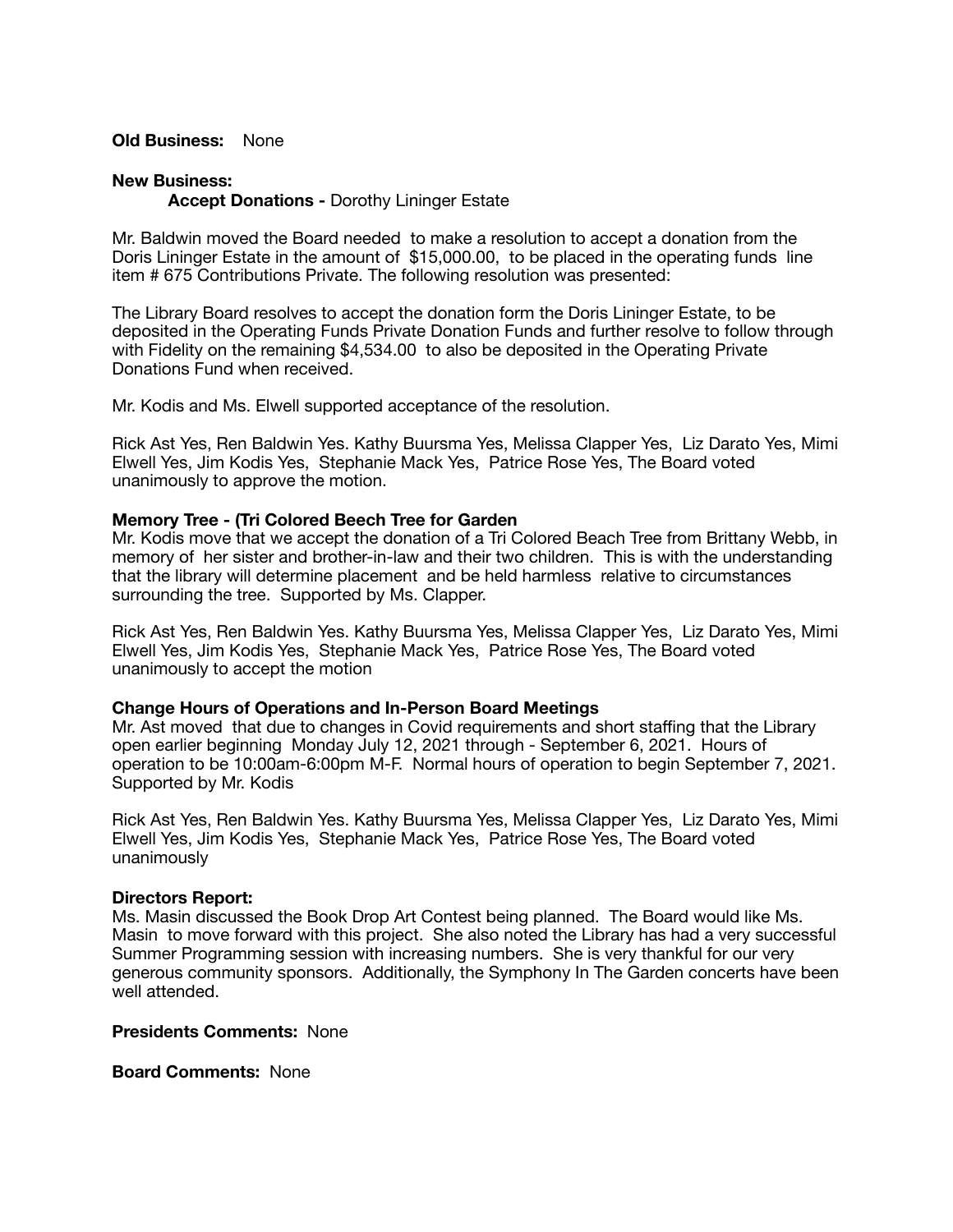**Old Business:** None

**New Business:**

**Accept Donations -** Dorothy Lininger Estate

Mr. Baldwin moved the Board needed to make a resolution to accept a donation from the Doris Lininger Estate in the amount of $15,000.00, to be placed in the operating funds line item # 675 Contributions Private. The following resolution was presented:

The Library Board resolves to accept the donation form the Doris Lininger Estate, to be deposited in the Operating Funds Private Donation Funds and further resolve to follow through with Fidelity on the remaining $4,534.00 to also be deposited in the Operating Private Donations Fund when received.

Mr. Kodis and Ms. Elwell supported acceptance of the resolution.

Rick Ast Yes, Ren Baldwin Yes. Kathy Buursma Yes, Melissa Clapper Yes, Liz Darato Yes, Mimi Elwell Yes, Jim Kodis Yes, Stephanie Mack Yes, Patrice Rose Yes, The Board voted unanimously to approve the motion.

**Memory Tree - (Tri Colored Beech Tree for Garden**

Mr. Kodis move that we accept the donation of a Tri Colored Beach Tree from Brittany Webb, in memory of her sister and brother-in-law and their two children. This is with the understanding that the library will determine placement and be held harmless relative to circumstances surrounding the tree. Supported by Ms. Clapper.

Rick Ast Yes, Ren Baldwin Yes. Kathy Buursma Yes, Melissa Clapper Yes, Liz Darato Yes, Mimi Elwell Yes, Jim Kodis Yes, Stephanie Mack Yes, Patrice Rose Yes, The Board voted unanimously to accept the motion

**Change Hours of Operations and In-Person Board Meetings**

Mr. Ast moved that due to changes in Covid requirements and short staffing that the Library open earlier beginning Monday July 12, 2021 through - September 6, 2021. Hours of operation to be 10:00am-6:00pm M-F. Normal hours of operation to begin September 7, 2021. Supported by Mr. Kodis

Rick Ast Yes, Ren Baldwin Yes. Kathy Buursma Yes, Melissa Clapper Yes, Liz Darato Yes, Mimi Elwell Yes, Jim Kodis Yes, Stephanie Mack Yes, Patrice Rose Yes, The Board voted unanimously

**Directors Report:**

Ms. Masin discussed the Book Drop Art Contest being planned. The Board would like Ms. Masin to move forward with this project. She also noted the Library has had a very successful Summer Programming session with increasing numbers. She is very thankful for our very generous community sponsors. Additionally, the Symphony In The Garden concerts have been well attended.

**Presidents Comments:** None

**Board Comments:** None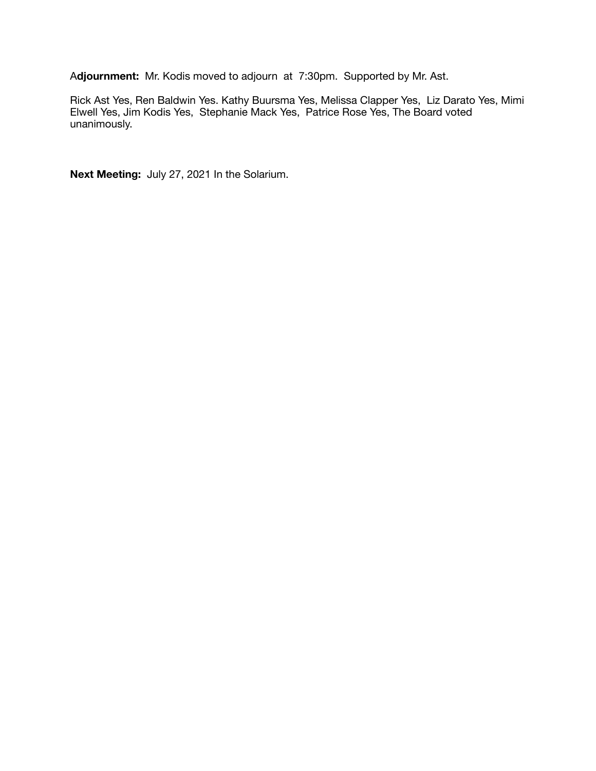A**djournment:** Mr. Kodis moved to adjourn at 7:30pm. Supported by Mr. Ast.

Rick Ast Yes, Ren Baldwin Yes. Kathy Buursma Yes, Melissa Clapper Yes, Liz Darato Yes, Mimi Elwell Yes, Jim Kodis Yes, Stephanie Mack Yes, Patrice Rose Yes, The Board voted unanimously.

**Next Meeting:** July 27, 2021 In the Solarium.